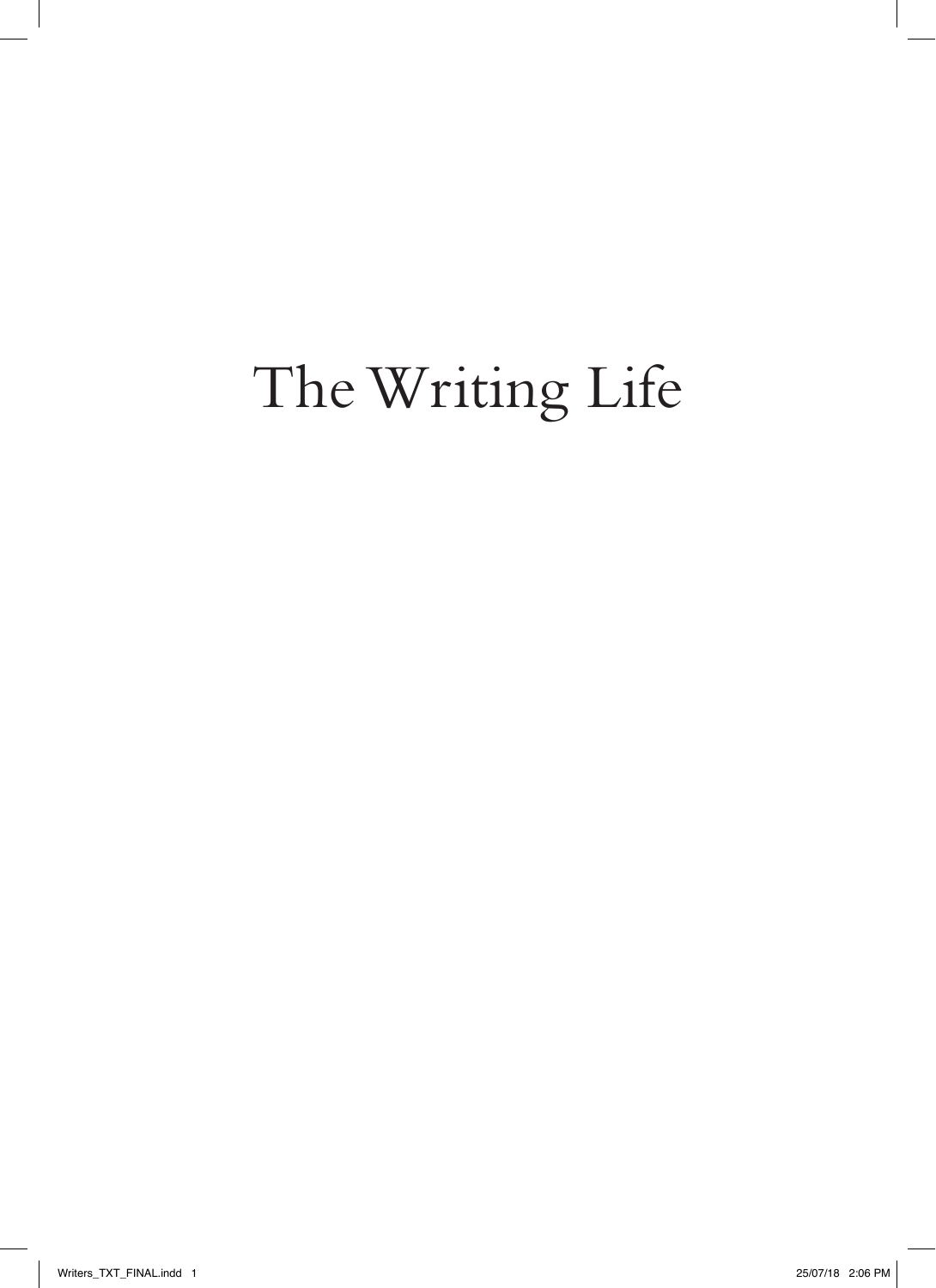# The Writing Life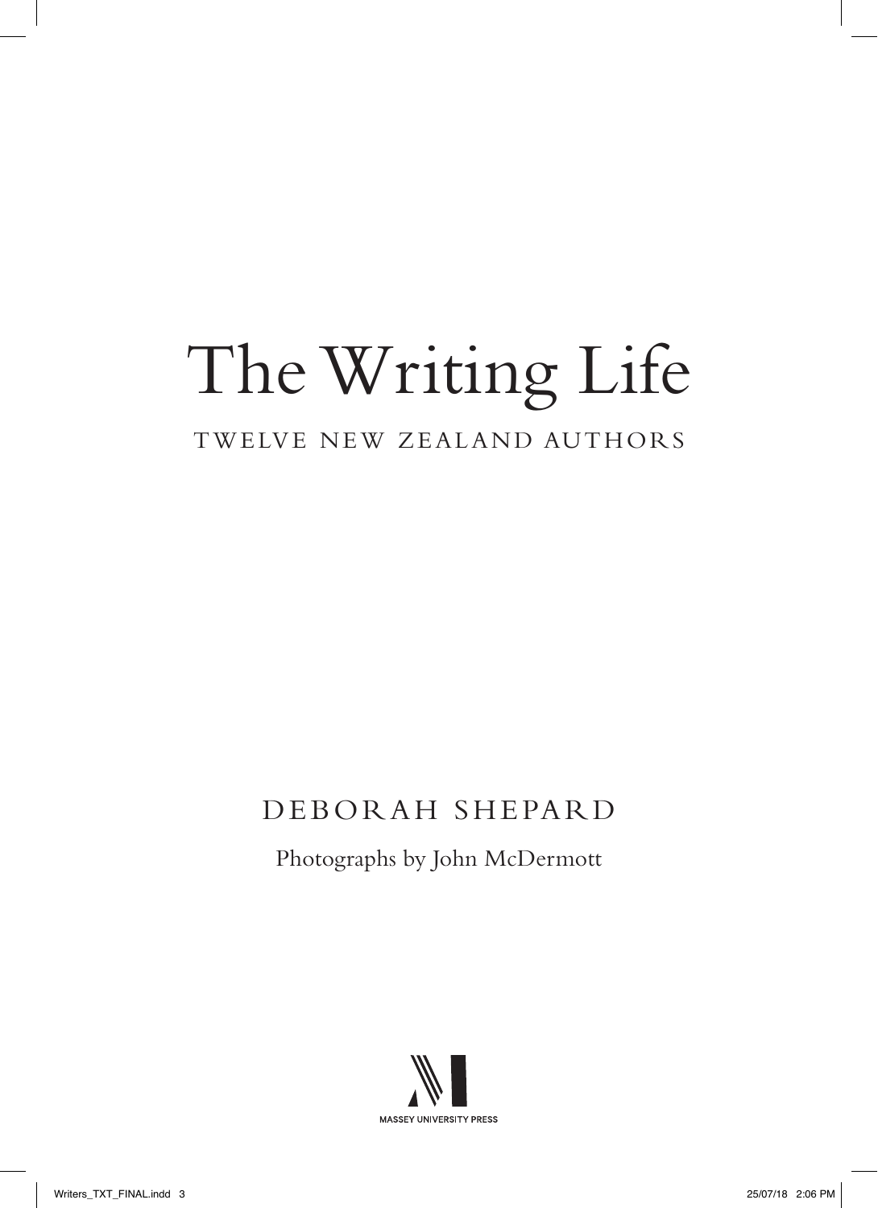# The Writing Life

TWELVE NEW ZEALAND AUTHORS

DEBORAH SHEPARD

Photographs by John McDermott

MASSEY UNIVERSITY PRESS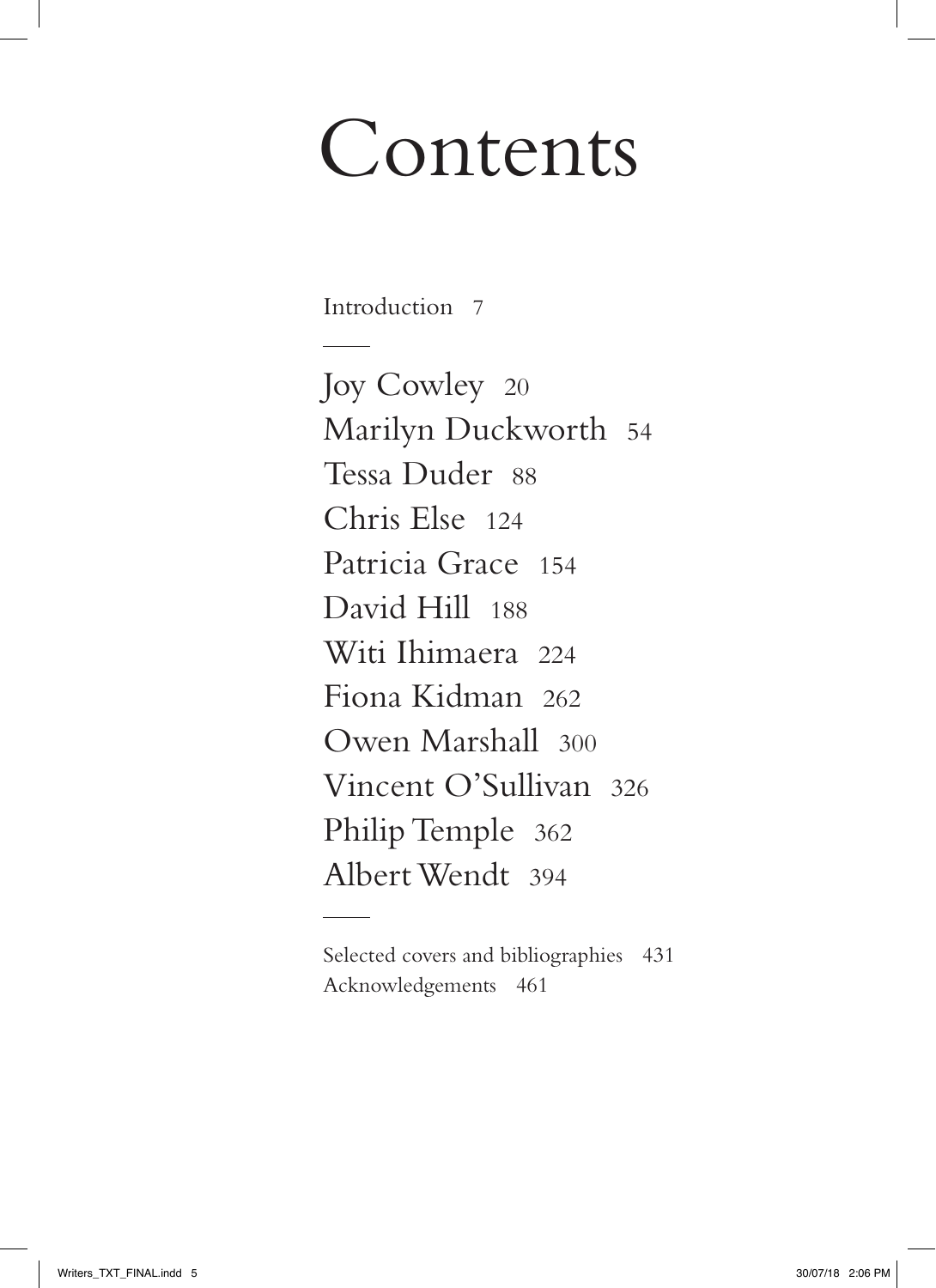# Contents

Introduction 7

---

Joy Cowley 20
Marilyn Duckworth 54
Tessa Duder 88
Chris Else 124
Patricia Grace 154
David Hill 188
Witi Ihimaera 224
Fiona Kidman 262
Owen Marshall 300
Vincent O'Sullivan 326
Philip Temple 362
Albert Wendt 394

---

Selected covers and bibliographies 431
Acknowledgements 461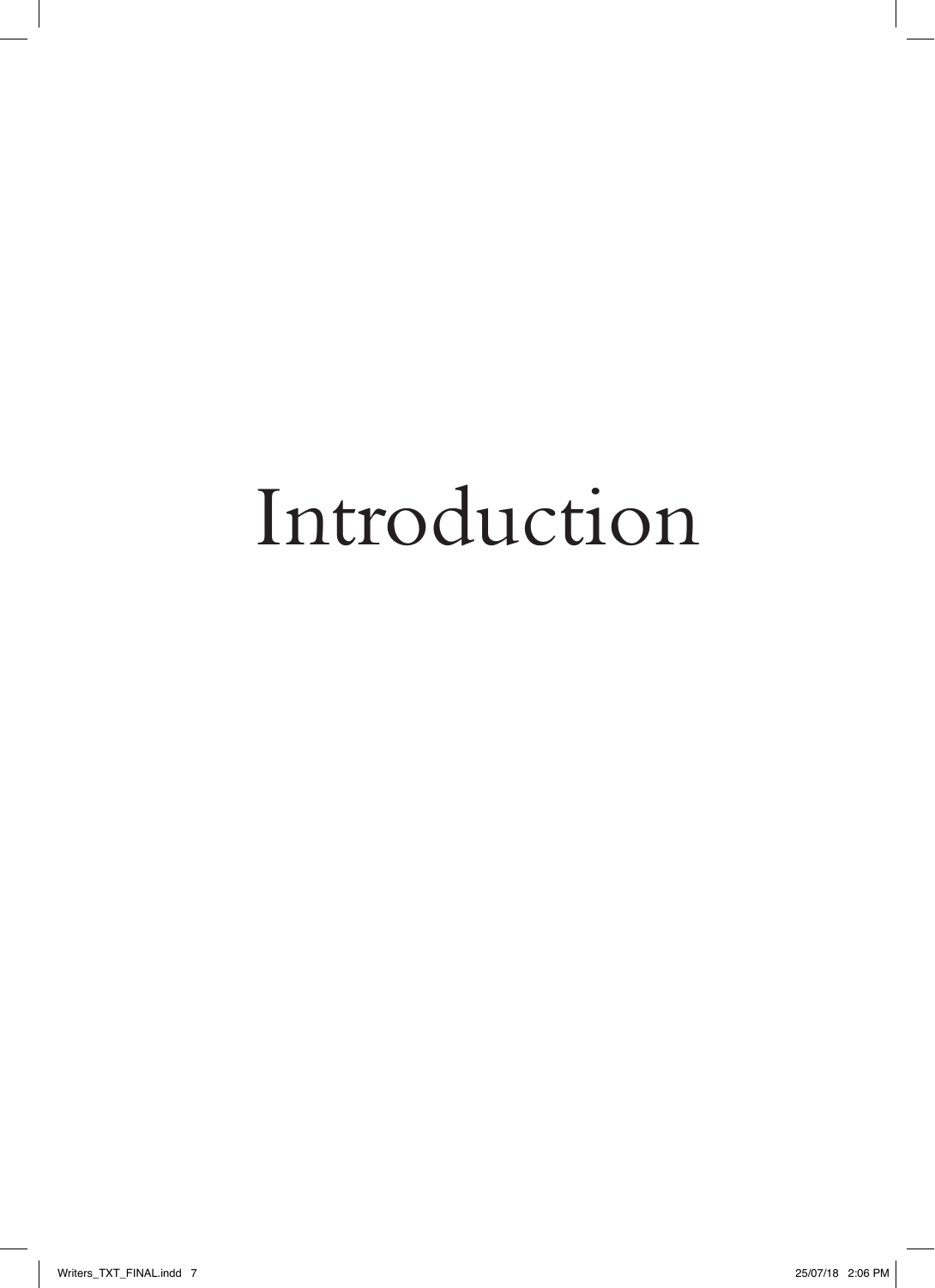# Introduction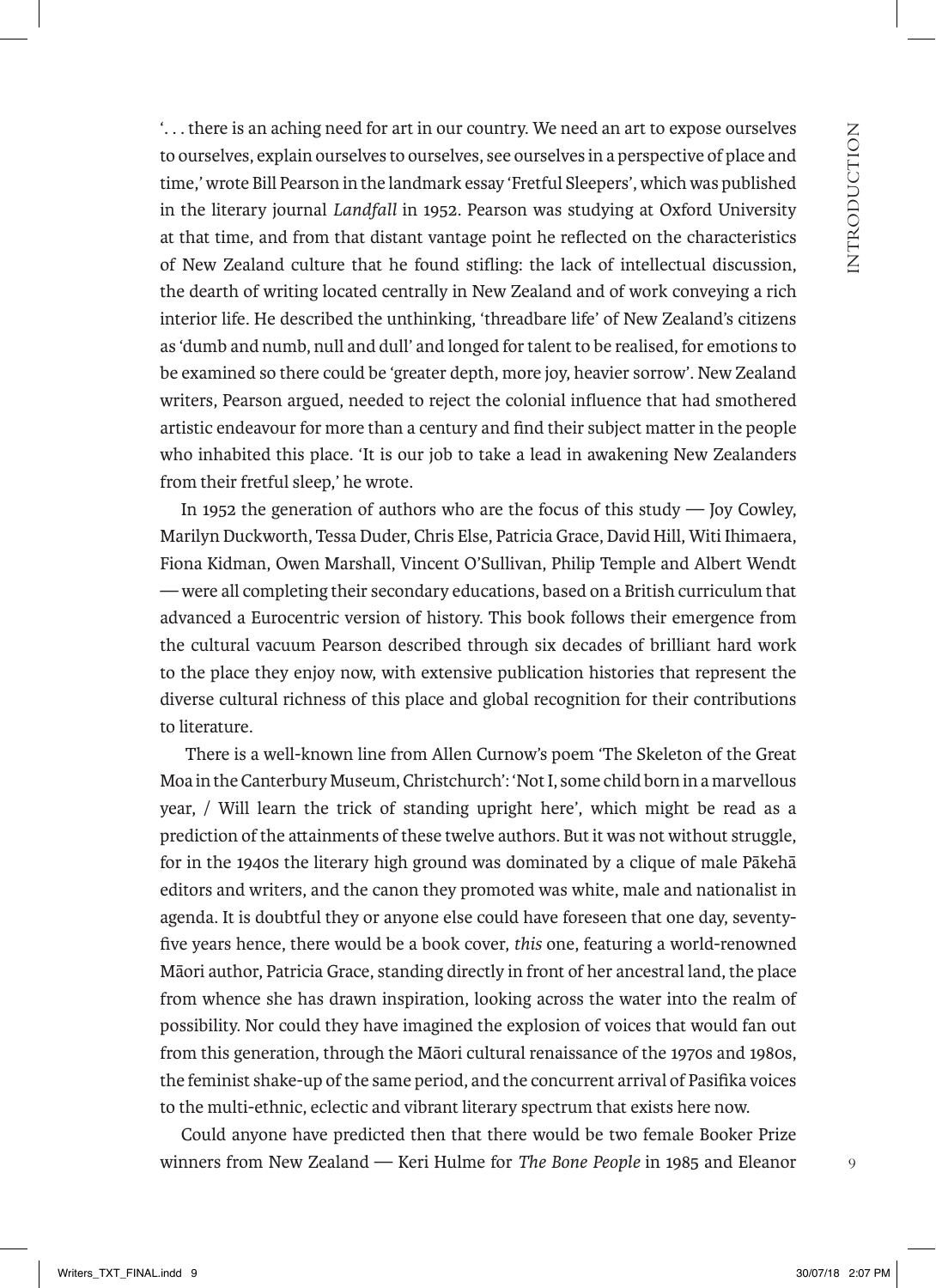'. . . there is an aching need for art in our country. We need an art to expose ourselves to ourselves, explain ourselves to ourselves, see ourselves in a perspective of place and time,' wrote Bill Pearson in the landmark essay 'Fretful Sleepers', which was published in the literary journal *Landfall* in 1952. Pearson was studying at Oxford University at that time, and from that distant vantage point he reflected on the characteristics of New Zealand culture that he found stifling: the lack of intellectual discussion, the dearth of writing located centrally in New Zealand and of work conveying a rich interior life. He described the unthinking, 'threadbare life' of New Zealand's citizens as 'dumb and numb, null and dull' and longed for talent to be realised, for emotions to be examined so there could be 'greater depth, more joy, heavier sorrow'. New Zealand writers, Pearson argued, needed to reject the colonial influence that had smothered artistic endeavour for more than a century and find their subject matter in the people who inhabited this place. 'It is our job to take a lead in awakening New Zealanders from their fretful sleep,' he wrote.

In 1952 the generation of authors who are the focus of this study — Joy Cowley, Marilyn Duckworth, Tessa Duder, Chris Else, Patricia Grace, David Hill, Witi Ihimaera, Fiona Kidman, Owen Marshall, Vincent O'Sullivan, Philip Temple and Albert Wendt — were all completing their secondary educations, based on a British curriculum that advanced a Eurocentric version of history. This book follows their emergence from the cultural vacuum Pearson described through six decades of brilliant hard work to the place they enjoy now, with extensive publication histories that represent the diverse cultural richness of this place and global recognition for their contributions to literature.

There is a well-known line from Allen Curnow's poem 'The Skeleton of the Great Moa in the Canterbury Museum, Christchurch': 'Not I, some child born in a marvellous year, / Will learn the trick of standing upright here', which might be read as a prediction of the attainments of these twelve authors. But it was not without struggle, for in the 1940s the literary high ground was dominated by a clique of male Pākehā editors and writers, and the canon they promoted was white, male and nationalist in agenda. It is doubtful they or anyone else could have foreseen that one day, seventy-five years hence, there would be a book cover, *this* one, featuring a world-renowned Māori author, Patricia Grace, standing directly in front of her ancestral land, the place from whence she has drawn inspiration, looking across the water into the realm of possibility. Nor could they have imagined the explosion of voices that would fan out from this generation, through the Māori cultural renaissance of the 1970s and 1980s, the feminist shake-up of the same period, and the concurrent arrival of Pasifika voices to the multi-ethnic, eclectic and vibrant literary spectrum that exists here now.

Could anyone have predicted then that there would be two female Booker Prize winners from New Zealand — Keri Hulme for *The Bone People* in 1985 and Eleanor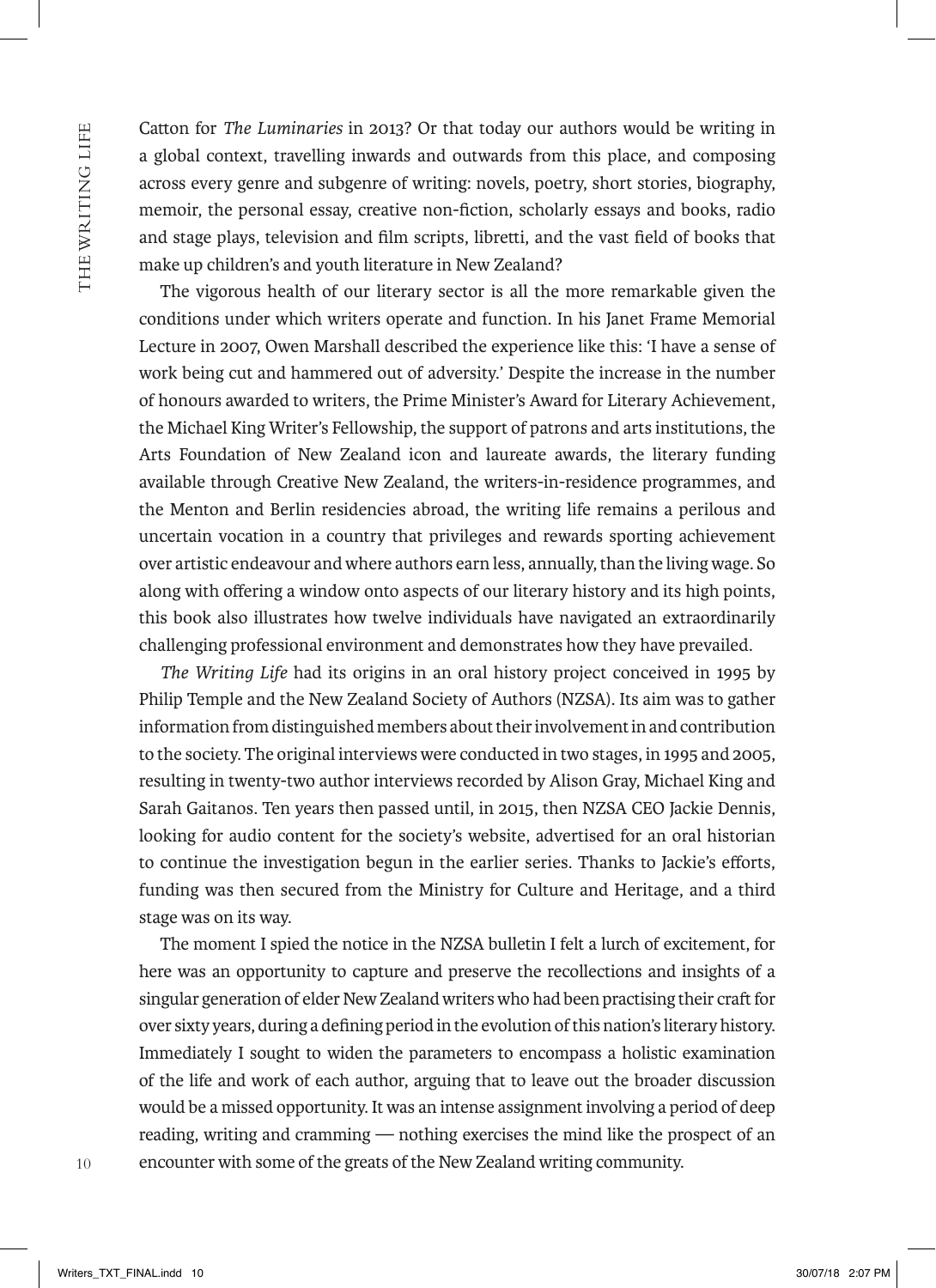Catton for *The Luminaries* in 2013? Or that today our authors would be writing in a global context, travelling inwards and outwards from this place, and composing across every genre and subgenre of writing: novels, poetry, short stories, biography, memoir, the personal essay, creative non-fiction, scholarly essays and books, radio and stage plays, television and film scripts, libretti, and the vast field of books that make up children's and youth literature in New Zealand?

The vigorous health of our literary sector is all the more remarkable given the conditions under which writers operate and function. In his Janet Frame Memorial Lecture in 2007, Owen Marshall described the experience like this: 'I have a sense of work being cut and hammered out of adversity.' Despite the increase in the number of honours awarded to writers, the Prime Minister's Award for Literary Achievement, the Michael King Writer's Fellowship, the support of patrons and arts institutions, the Arts Foundation of New Zealand icon and laureate awards, the literary funding available through Creative New Zealand, the writers-in-residence programmes, and the Menton and Berlin residencies abroad, the writing life remains a perilous and uncertain vocation in a country that privileges and rewards sporting achievement over artistic endeavour and where authors earn less, annually, than the living wage. So along with offering a window onto aspects of our literary history and its high points, this book also illustrates how twelve individuals have navigated an extraordinarily challenging professional environment and demonstrates how they have prevailed.

*The Writing Life* had its origins in an oral history project conceived in 1995 by Philip Temple and the New Zealand Society of Authors (NZSA). Its aim was to gather information from distinguished members about their involvement in and contribution to the society. The original interviews were conducted in two stages, in 1995 and 2005, resulting in twenty-two author interviews recorded by Alison Gray, Michael King and Sarah Gaitanos. Ten years then passed until, in 2015, then NZSA CEO Jackie Dennis, looking for audio content for the society's website, advertised for an oral historian to continue the investigation begun in the earlier series. Thanks to Jackie's efforts, funding was then secured from the Ministry for Culture and Heritage, and a third stage was on its way.

The moment I spied the notice in the NZSA bulletin I felt a lurch of excitement, for here was an opportunity to capture and preserve the recollections and insights of a singular generation of elder New Zealand writers who had been practising their craft for over sixty years, during a defining period in the evolution of this nation's literary history. Immediately I sought to widen the parameters to encompass a holistic examination of the life and work of each author, arguing that to leave out the broader discussion would be a missed opportunity. It was an intense assignment involving a period of deep reading, writing and cramming — nothing exercises the mind like the prospect of an encounter with some of the greats of the New Zealand writing community.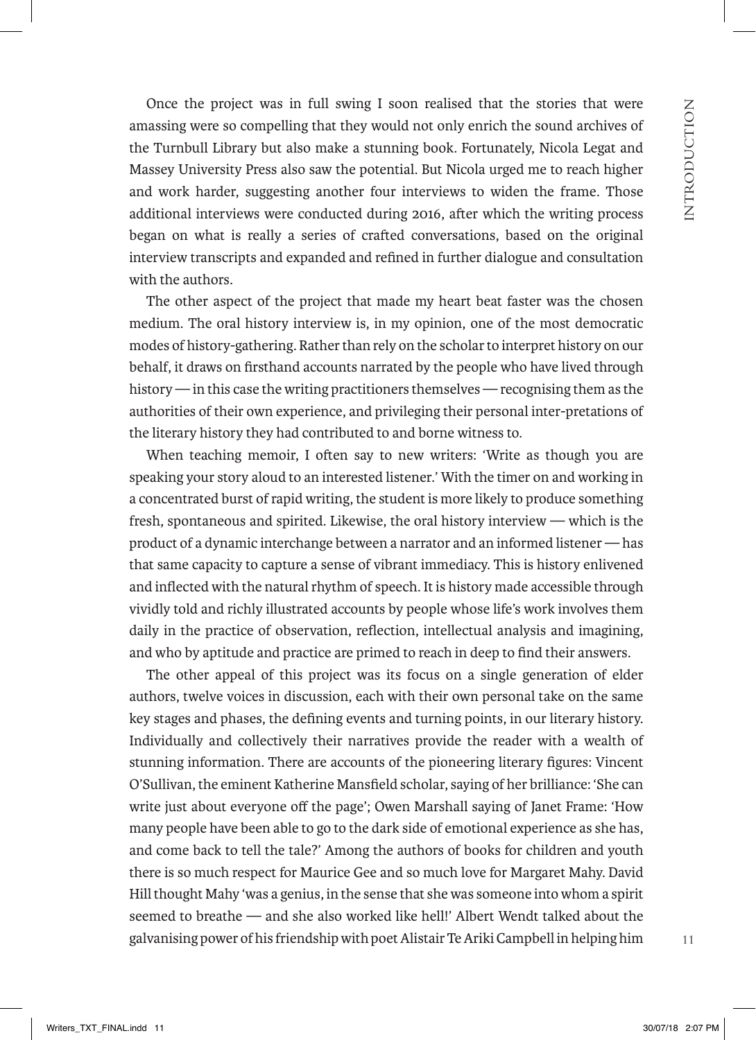Once the project was in full swing I soon realised that the stories that were amassing were so compelling that they would not only enrich the sound archives of the Turnbull Library but also make a stunning book. Fortunately, Nicola Legat and Massey University Press also saw the potential. But Nicola urged me to reach higher and work harder, suggesting another four interviews to widen the frame. Those additional interviews were conducted during 2016, after which the writing process began on what is really a series of crafted conversations, based on the original interview transcripts and expanded and refined in further dialogue and consultation with the authors.

The other aspect of the project that made my heart beat faster was the chosen medium. The oral history interview is, in my opinion, one of the most democratic modes of history-gathering. Rather than rely on the scholar to interpret history on our behalf, it draws on firsthand accounts narrated by the people who have lived through history — in this case the writing practitioners themselves — recognising them as the authorities of their own experience, and privileging their personal inter-pretations of the literary history they had contributed to and borne witness to.

When teaching memoir, I often say to new writers: 'Write as though you are speaking your story aloud to an interested listener.' With the timer on and working in a concentrated burst of rapid writing, the student is more likely to produce something fresh, spontaneous and spirited. Likewise, the oral history interview — which is the product of a dynamic interchange between a narrator and an informed listener — has that same capacity to capture a sense of vibrant immediacy. This is history enlivened and inflected with the natural rhythm of speech. It is history made accessible through vividly told and richly illustrated accounts by people whose life's work involves them daily in the practice of observation, reflection, intellectual analysis and imagining, and who by aptitude and practice are primed to reach in deep to find their answers.

The other appeal of this project was its focus on a single generation of elder authors, twelve voices in discussion, each with their own personal take on the same key stages and phases, the defining events and turning points, in our literary history. Individually and collectively their narratives provide the reader with a wealth of stunning information. There are accounts of the pioneering literary figures: Vincent O'Sullivan, the eminent Katherine Mansfield scholar, saying of her brilliance: 'She can write just about everyone off the page'; Owen Marshall saying of Janet Frame: 'How many people have been able to go to the dark side of emotional experience as she has, and come back to tell the tale?' Among the authors of books for children and youth there is so much respect for Maurice Gee and so much love for Margaret Mahy. David Hill thought Mahy 'was a genius, in the sense that she was someone into whom a spirit seemed to breathe — and she also worked like hell!' Albert Wendt talked about the galvanising power of his friendship with poet Alistair Te Ariki Campbell in helping him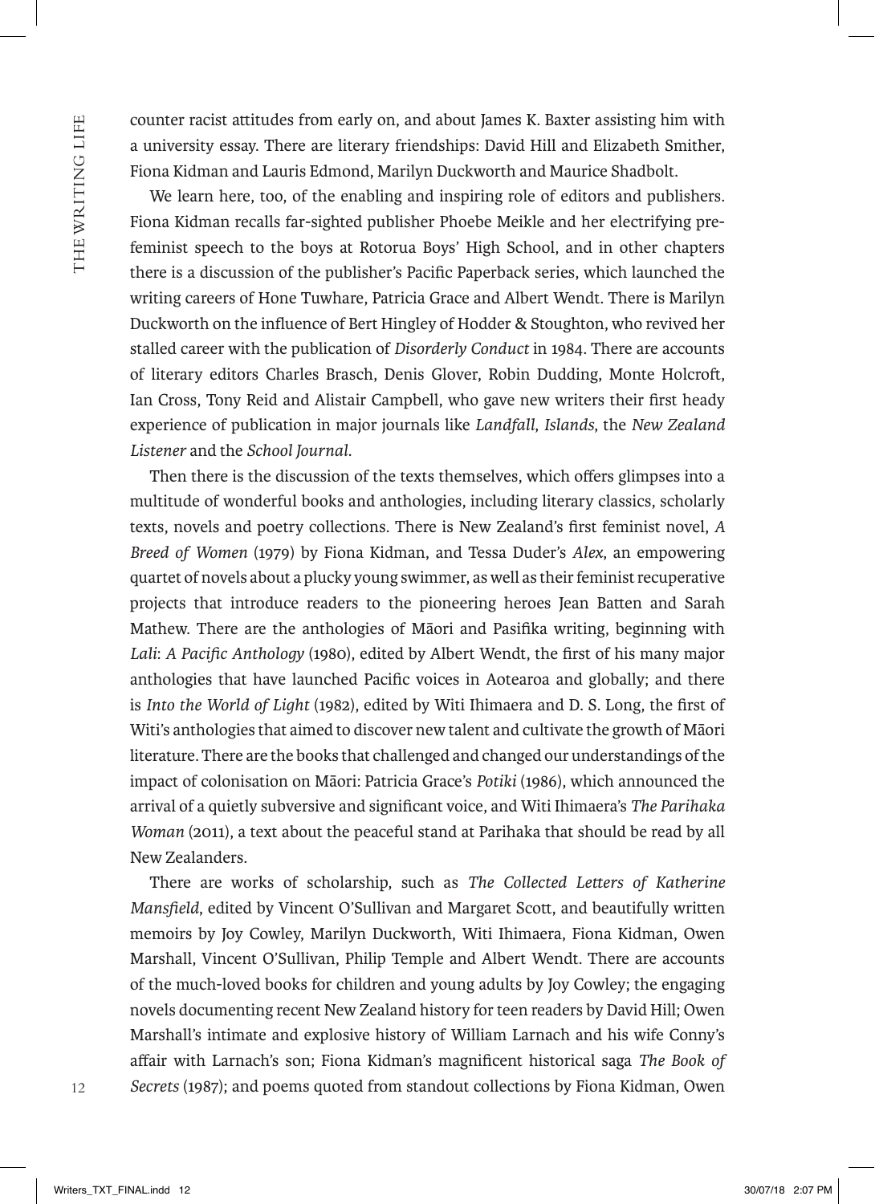counter racist attitudes from early on, and about James K. Baxter assisting him with a university essay. There are literary friendships: David Hill and Elizabeth Smither, Fiona Kidman and Lauris Edmond, Marilyn Duckworth and Maurice Shadbolt.

We learn here, too, of the enabling and inspiring role of editors and publishers. Fiona Kidman recalls far-sighted publisher Phoebe Meikle and her electrifying pre-feminist speech to the boys at Rotorua Boys' High School, and in other chapters there is a discussion of the publisher's Pacific Paperback series, which launched the writing careers of Hone Tuwhare, Patricia Grace and Albert Wendt. There is Marilyn Duckworth on the influence of Bert Hingley of Hodder & Stoughton, who revived her stalled career with the publication of *Disorderly Conduct* in 1984. There are accounts of literary editors Charles Brasch, Denis Glover, Robin Dudding, Monte Holcroft, Ian Cross, Tony Reid and Alistair Campbell, who gave new writers their first heady experience of publication in major journals like *Landfall*, *Islands*, the *New Zealand Listener* and the *School Journal*.

Then there is the discussion of the texts themselves, which offers glimpses into a multitude of wonderful books and anthologies, including literary classics, scholarly texts, novels and poetry collections. There is New Zealand's first feminist novel, *A Breed of Women* (1979) by Fiona Kidman, and Tessa Duder's *Alex*, an empowering quartet of novels about a plucky young swimmer, as well as their feminist recuperative projects that introduce readers to the pioneering heroes Jean Batten and Sarah Mathew. There are the anthologies of Māori and Pasifika writing, beginning with *Lali*: *A Pacific Anthology* (1980), edited by Albert Wendt, the first of his many major anthologies that have launched Pacific voices in Aotearoa and globally; and there is *Into the World of Light* (1982), edited by Witi Ihimaera and D. S. Long, the first of Witi's anthologies that aimed to discover new talent and cultivate the growth of Māori literature. There are the books that challenged and changed our understandings of the impact of colonisation on Māori: Patricia Grace's *Potiki* (1986), which announced the arrival of a quietly subversive and significant voice, and Witi Ihimaera's *The Parihaka Woman* (2011), a text about the peaceful stand at Parihaka that should be read by all New Zealanders.

There are works of scholarship, such as *The Collected Letters of Katherine Mansfield*, edited by Vincent O'Sullivan and Margaret Scott, and beautifully written memoirs by Joy Cowley, Marilyn Duckworth, Witi Ihimaera, Fiona Kidman, Owen Marshall, Vincent O'Sullivan, Philip Temple and Albert Wendt. There are accounts of the much-loved books for children and young adults by Joy Cowley; the engaging novels documenting recent New Zealand history for teen readers by David Hill; Owen Marshall's intimate and explosive history of William Larnach and his wife Conny's affair with Larnach's son; Fiona Kidman's magnificent historical saga *The Book of Secrets* (1987); and poems quoted from standout collections by Fiona Kidman, Owen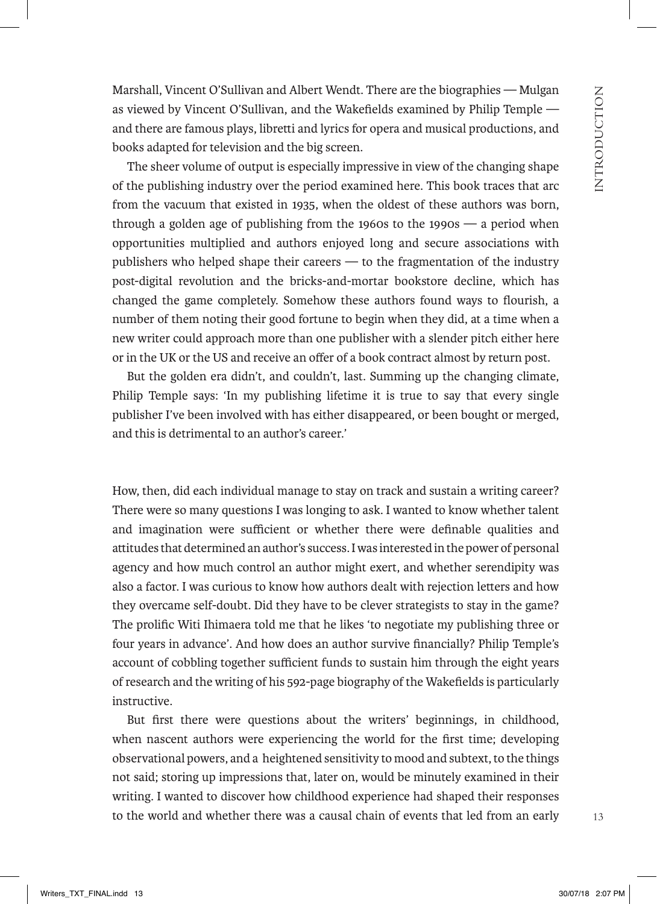Marshall, Vincent O'Sullivan and Albert Wendt. There are the biographies — Mulgan as viewed by Vincent O'Sullivan, and the Wakefields examined by Philip Temple — and there are famous plays, libretti and lyrics for opera and musical productions, and books adapted for television and the big screen.

The sheer volume of output is especially impressive in view of the changing shape of the publishing industry over the period examined here. This book traces that arc from the vacuum that existed in 1935, when the oldest of these authors was born, through a golden age of publishing from the 1960s to the 1990s — a period when opportunities multiplied and authors enjoyed long and secure associations with publishers who helped shape their careers — to the fragmentation of the industry post-digital revolution and the bricks-and-mortar bookstore decline, which has changed the game completely. Somehow these authors found ways to flourish, a number of them noting their good fortune to begin when they did, at a time when a new writer could approach more than one publisher with a slender pitch either here or in the UK or the US and receive an offer of a book contract almost by return post.

But the golden era didn't, and couldn't, last. Summing up the changing climate, Philip Temple says: 'In my publishing lifetime it is true to say that every single publisher I've been involved with has either disappeared, or been bought or merged, and this is detrimental to an author's career.'

How, then, did each individual manage to stay on track and sustain a writing career? There were so many questions I was longing to ask. I wanted to know whether talent and imagination were sufficient or whether there were definable qualities and attitudes that determined an author's success. I was interested in the power of personal agency and how much control an author might exert, and whether serendipity was also a factor. I was curious to know how authors dealt with rejection letters and how they overcame self-doubt. Did they have to be clever strategists to stay in the game? The prolific Witi Ihimaera told me that he likes 'to negotiate my publishing three or four years in advance'. And how does an author survive financially? Philip Temple's account of cobbling together sufficient funds to sustain him through the eight years of research and the writing of his 592-page biography of the Wakefields is particularly instructive.

But first there were questions about the writers' beginnings, in childhood, when nascent authors were experiencing the world for the first time; developing observational powers, and a heightened sensitivity to mood and subtext, to the things not said; storing up impressions that, later on, would be minutely examined in their writing. I wanted to discover how childhood experience had shaped their responses to the world and whether there was a causal chain of events that led from an early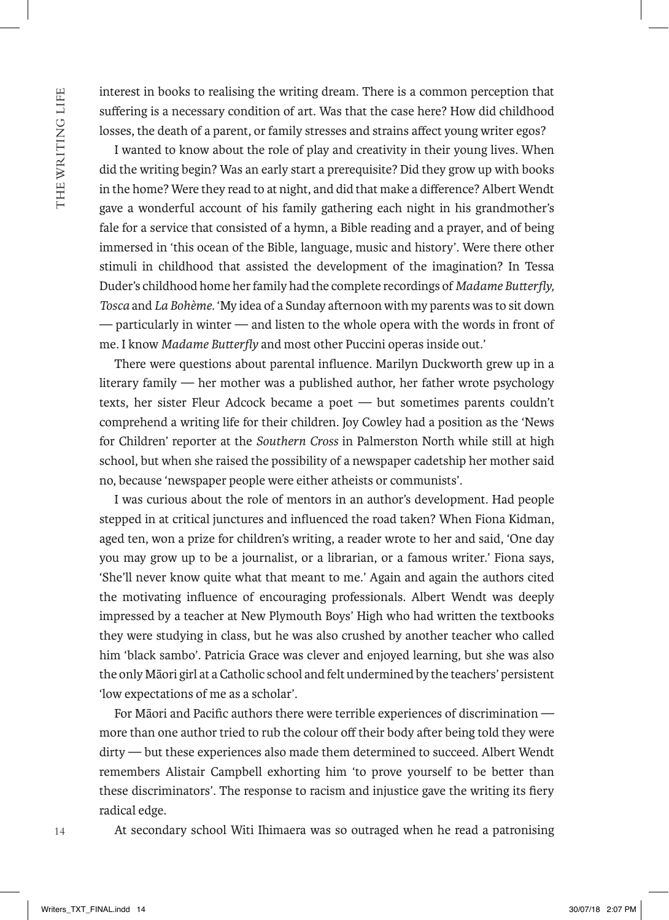interest in books to realising the writing dream. There is a common perception that suffering is a necessary condition of art. Was that the case here? How did childhood losses, the death of a parent, or family stresses and strains affect young writer egos?

I wanted to know about the role of play and creativity in their young lives. When did the writing begin? Was an early start a prerequisite? Did they grow up with books in the home? Were they read to at night, and did that make a difference? Albert Wendt gave a wonderful account of his family gathering each night in his grandmother's fale for a service that consisted of a hymn, a Bible reading and a prayer, and of being immersed in 'this ocean of the Bible, language, music and history'. Were there other stimuli in childhood that assisted the development of the imagination? In Tessa Duder's childhood home her family had the complete recordings of *Madame Butterfly, Tosca* and *La Bohème*. 'My idea of a Sunday afternoon with my parents was to sit down — particularly in winter — and listen to the whole opera with the words in front of me. I know *Madame Butterfly* and most other Puccini operas inside out.'

There were questions about parental influence. Marilyn Duckworth grew up in a literary family — her mother was a published author, her father wrote psychology texts, her sister Fleur Adcock became a poet — but sometimes parents couldn't comprehend a writing life for their children. Joy Cowley had a position as the 'News for Children' reporter at the *Southern Cross* in Palmerston North while still at high school, but when she raised the possibility of a newspaper cadetship her mother said no, because 'newspaper people were either atheists or communists'.

I was curious about the role of mentors in an author's development. Had people stepped in at critical junctures and influenced the road taken? When Fiona Kidman, aged ten, won a prize for children's writing, a reader wrote to her and said, 'One day you may grow up to be a journalist, or a librarian, or a famous writer.' Fiona says, 'She'll never know quite what that meant to me.' Again and again the authors cited the motivating influence of encouraging professionals. Albert Wendt was deeply impressed by a teacher at New Plymouth Boys' High who had written the textbooks they were studying in class, but he was also crushed by another teacher who called him 'black sambo'. Patricia Grace was clever and enjoyed learning, but she was also the only Māori girl at a Catholic school and felt undermined by the teachers' persistent 'low expectations of me as a scholar'.

For Māori and Pacific authors there were terrible experiences of discrimination — more than one author tried to rub the colour off their body after being told they were dirty — but these experiences also made them determined to succeed. Albert Wendt remembers Alistair Campbell exhorting him 'to prove yourself to be better than these discriminators'. The response to racism and injustice gave the writing its fiery radical edge.

At secondary school Witi Ihimaera was so outraged when he read a patronising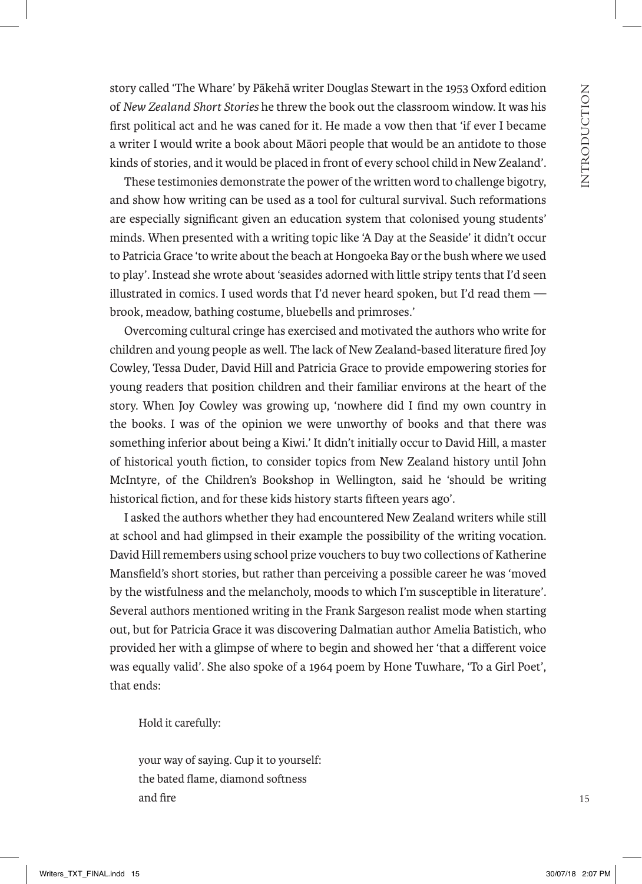story called 'The Whare' by Pākehā writer Douglas Stewart in the 1953 Oxford edition of *New Zealand Short Stories* he threw the book out the classroom window. It was his first political act and he was caned for it. He made a vow then that 'if ever I became a writer I would write a book about Māori people that would be an antidote to those kinds of stories, and it would be placed in front of every school child in New Zealand'.

These testimonies demonstrate the power of the written word to challenge bigotry, and show how writing can be used as a tool for cultural survival. Such reformations are especially significant given an education system that colonised young students' minds. When presented with a writing topic like 'A Day at the Seaside' it didn't occur to Patricia Grace 'to write about the beach at Hongoeka Bay or the bush where we used to play'. Instead she wrote about 'seasides adorned with little stripy tents that I'd seen illustrated in comics. I used words that I'd never heard spoken, but I'd read them — brook, meadow, bathing costume, bluebells and primroses.'

Overcoming cultural cringe has exercised and motivated the authors who write for children and young people as well. The lack of New Zealand-based literature fired Joy Cowley, Tessa Duder, David Hill and Patricia Grace to provide empowering stories for young readers that position children and their familiar environs at the heart of the story. When Joy Cowley was growing up, 'nowhere did I find my own country in the books. I was of the opinion we were unworthy of books and that there was something inferior about being a Kiwi.' It didn't initially occur to David Hill, a master of historical youth fiction, to consider topics from New Zealand history until John McIntyre, of the Children's Bookshop in Wellington, said he 'should be writing historical fiction, and for these kids history starts fifteen years ago'.

I asked the authors whether they had encountered New Zealand writers while still at school and had glimpsed in their example the possibility of the writing vocation. David Hill remembers using school prize vouchers to buy two collections of Katherine Mansfield's short stories, but rather than perceiving a possible career he was 'moved by the wistfulness and the melancholy, moods to which I'm susceptible in literature'. Several authors mentioned writing in the Frank Sargeson realist mode when starting out, but for Patricia Grace it was discovering Dalmatian author Amelia Batistich, who provided her with a glimpse of where to begin and showed her 'that a different voice was equally valid'. She also spoke of a 1964 poem by Hone Tuwhare, 'To a Girl Poet', that ends:

> Hold it carefully:
>
> your way of saying. Cup it to yourself:
> the bated flame, diamond softness
> and fire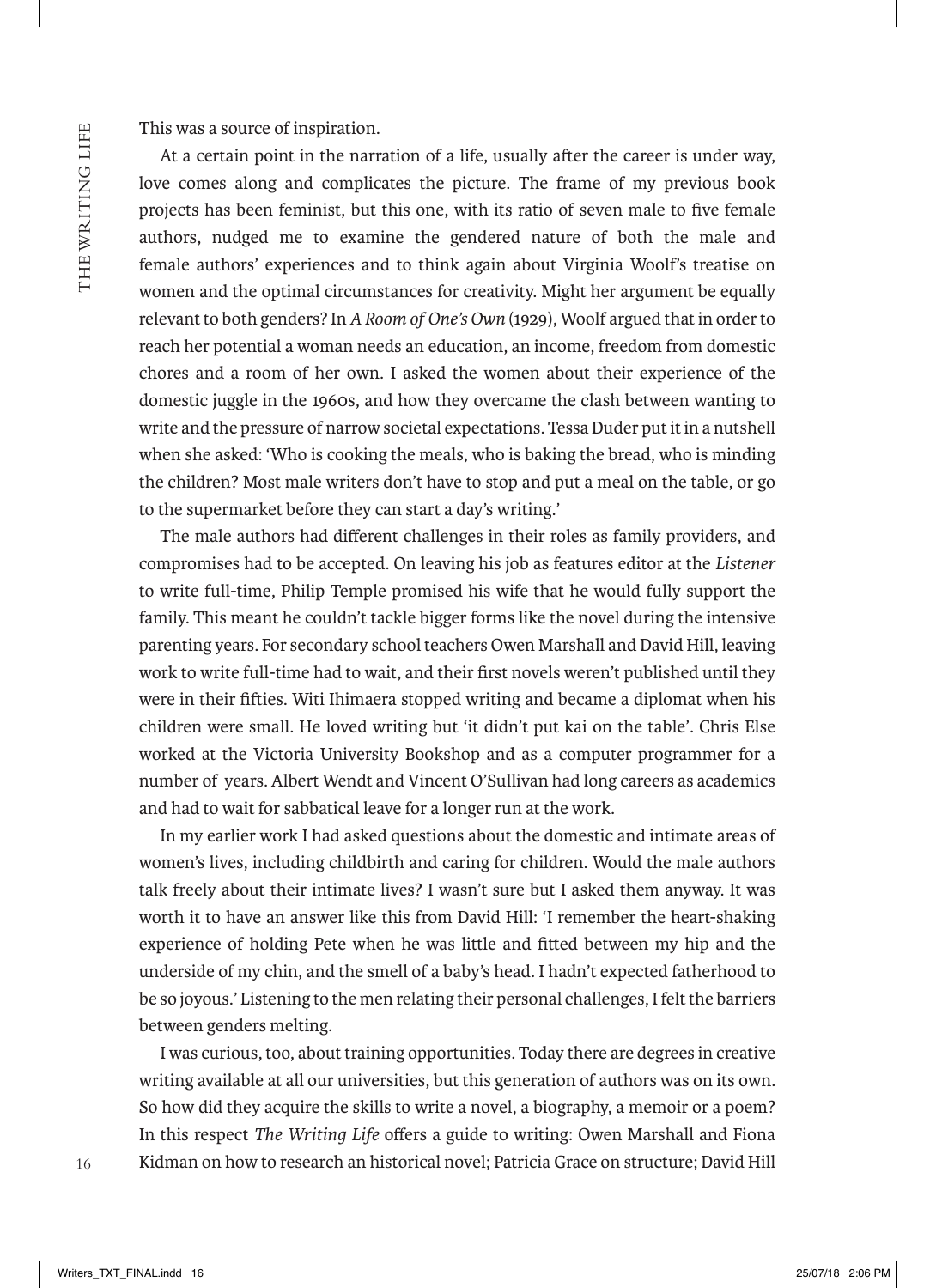This was a source of inspiration.

At a certain point in the narration of a life, usually after the career is under way, love comes along and complicates the picture. The frame of my previous book projects has been feminist, but this one, with its ratio of seven male to five female authors, nudged me to examine the gendered nature of both the male and female authors' experiences and to think again about Virginia Woolf's treatise on women and the optimal circumstances for creativity. Might her argument be equally relevant to both genders? In *A Room of One's Own* (1929), Woolf argued that in order to reach her potential a woman needs an education, an income, freedom from domestic chores and a room of her own. I asked the women about their experience of the domestic juggle in the 1960s, and how they overcame the clash between wanting to write and the pressure of narrow societal expectations. Tessa Duder put it in a nutshell when she asked: 'Who is cooking the meals, who is baking the bread, who is minding the children? Most male writers don't have to stop and put a meal on the table, or go to the supermarket before they can start a day's writing.'

The male authors had different challenges in their roles as family providers, and compromises had to be accepted. On leaving his job as features editor at the *Listener* to write full-time, Philip Temple promised his wife that he would fully support the family. This meant he couldn't tackle bigger forms like the novel during the intensive parenting years. For secondary school teachers Owen Marshall and David Hill, leaving work to write full-time had to wait, and their first novels weren't published until they were in their fifties. Witi Ihimaera stopped writing and became a diplomat when his children were small. He loved writing but 'it didn't put kai on the table'. Chris Else worked at the Victoria University Bookshop and as a computer programmer for a number of years. Albert Wendt and Vincent O'Sullivan had long careers as academics and had to wait for sabbatical leave for a longer run at the work.

In my earlier work I had asked questions about the domestic and intimate areas of women's lives, including childbirth and caring for children. Would the male authors talk freely about their intimate lives? I wasn't sure but I asked them anyway. It was worth it to have an answer like this from David Hill: 'I remember the heart-shaking experience of holding Pete when he was little and fitted between my hip and the underside of my chin, and the smell of a baby's head. I hadn't expected fatherhood to be so joyous.' Listening to the men relating their personal challenges, I felt the barriers between genders melting.

I was curious, too, about training opportunities. Today there are degrees in creative writing available at all our universities, but this generation of authors was on its own. So how did they acquire the skills to write a novel, a biography, a memoir or a poem? In this respect *The Writing Life* offers a guide to writing: Owen Marshall and Fiona Kidman on how to research an historical novel; Patricia Grace on structure; David Hill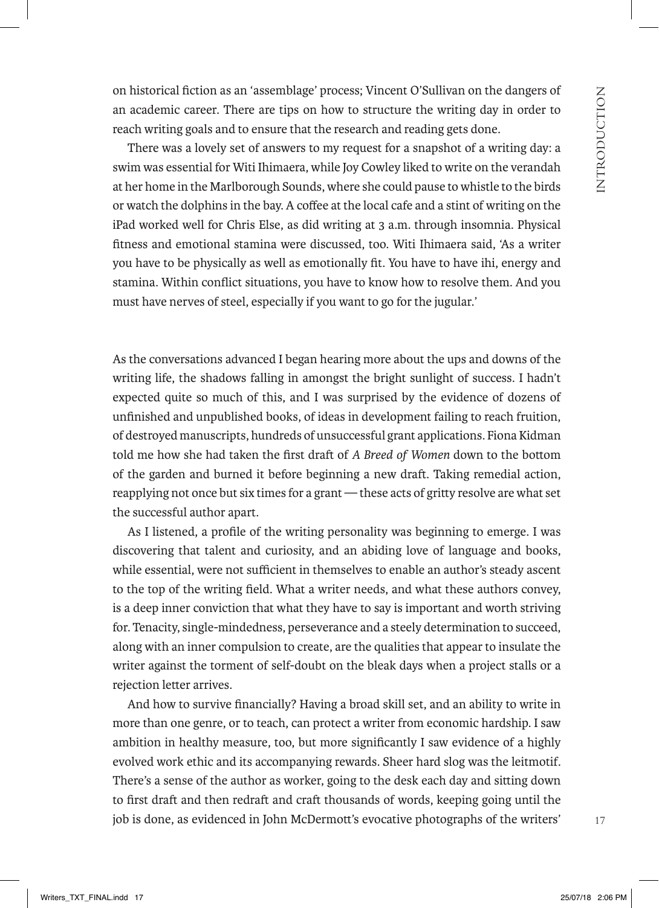on historical fiction as an 'assemblage' process; Vincent O'Sullivan on the dangers of an academic career. There are tips on how to structure the writing day in order to reach writing goals and to ensure that the research and reading gets done.

There was a lovely set of answers to my request for a snapshot of a writing day: a swim was essential for Witi Ihimaera, while Joy Cowley liked to write on the verandah at her home in the Marlborough Sounds, where she could pause to whistle to the birds or watch the dolphins in the bay. A coffee at the local cafe and a stint of writing on the iPad worked well for Chris Else, as did writing at 3 a.m. through insomnia. Physical fitness and emotional stamina were discussed, too. Witi Ihimaera said, 'As a writer you have to be physically as well as emotionally fit. You have to have ihi, energy and stamina. Within conflict situations, you have to know how to resolve them. And you must have nerves of steel, especially if you want to go for the jugular.'

As the conversations advanced I began hearing more about the ups and downs of the writing life, the shadows falling in amongst the bright sunlight of success. I hadn't expected quite so much of this, and I was surprised by the evidence of dozens of unfinished and unpublished books, of ideas in development failing to reach fruition, of destroyed manuscripts, hundreds of unsuccessful grant applications. Fiona Kidman told me how she had taken the first draft of *A Breed of Women* down to the bottom of the garden and burned it before beginning a new draft. Taking remedial action, reapplying not once but six times for a grant — these acts of gritty resolve are what set the successful author apart.

As I listened, a profile of the writing personality was beginning to emerge. I was discovering that talent and curiosity, and an abiding love of language and books, while essential, were not sufficient in themselves to enable an author's steady ascent to the top of the writing field. What a writer needs, and what these authors convey, is a deep inner conviction that what they have to say is important and worth striving for. Tenacity, single-mindedness, perseverance and a steely determination to succeed, along with an inner compulsion to create, are the qualities that appear to insulate the writer against the torment of self-doubt on the bleak days when a project stalls or a rejection letter arrives.

And how to survive financially? Having a broad skill set, and an ability to write in more than one genre, or to teach, can protect a writer from economic hardship. I saw ambition in healthy measure, too, but more significantly I saw evidence of a highly evolved work ethic and its accompanying rewards. Sheer hard slog was the leitmotif. There's a sense of the author as worker, going to the desk each day and sitting down to first draft and then redraft and craft thousands of words, keeping going until the job is done, as evidenced in John McDermott's evocative photographs of the writers'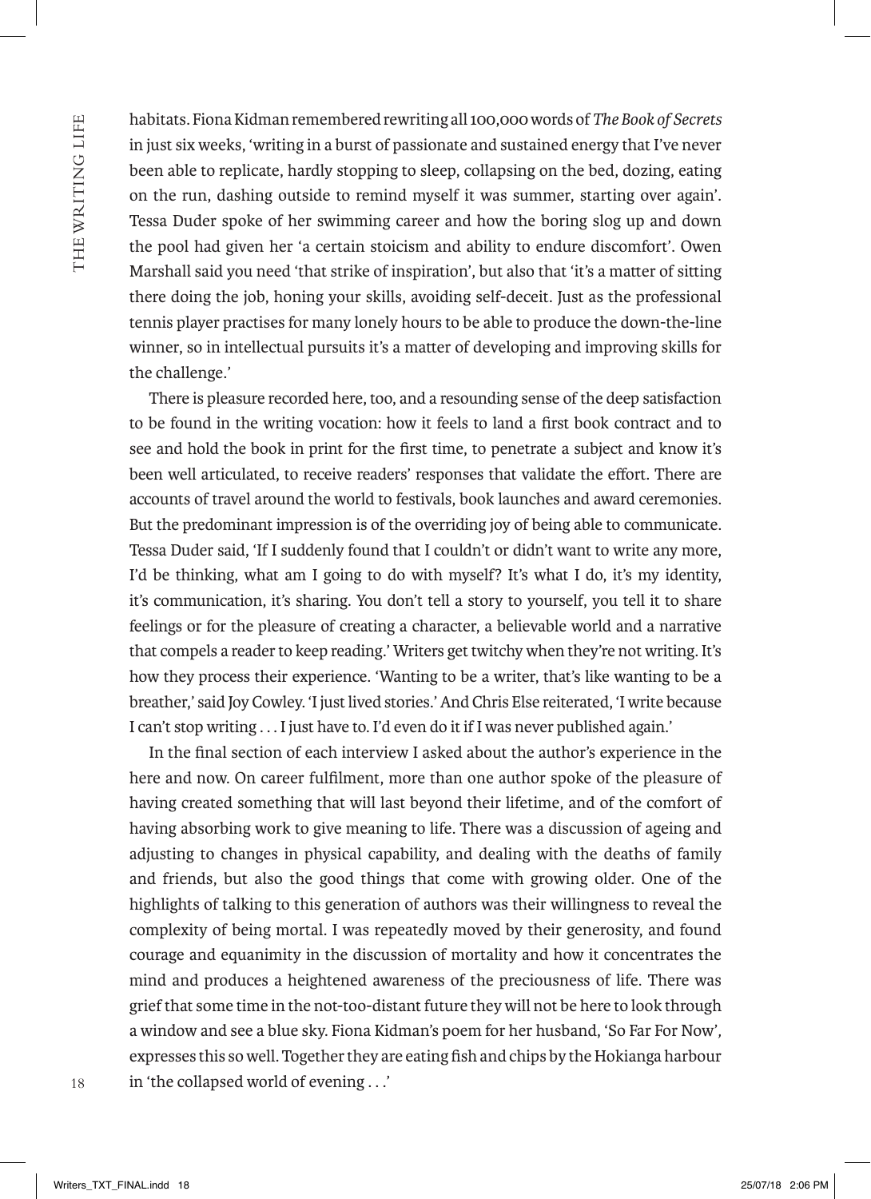habitats. Fiona Kidman remembered rewriting all 100,000 words of *The Book of Secrets* in just six weeks, 'writing in a burst of passionate and sustained energy that I've never been able to replicate, hardly stopping to sleep, collapsing on the bed, dozing, eating on the run, dashing outside to remind myself it was summer, starting over again'. Tessa Duder spoke of her swimming career and how the boring slog up and down the pool had given her 'a certain stoicism and ability to endure discomfort'. Owen Marshall said you need 'that strike of inspiration', but also that 'it's a matter of sitting there doing the job, honing your skills, avoiding self-deceit. Just as the professional tennis player practises for many lonely hours to be able to produce the down-the-line winner, so in intellectual pursuits it's a matter of developing and improving skills for the challenge.'

There is pleasure recorded here, too, and a resounding sense of the deep satisfaction to be found in the writing vocation: how it feels to land a first book contract and to see and hold the book in print for the first time, to penetrate a subject and know it's been well articulated, to receive readers' responses that validate the effort. There are accounts of travel around the world to festivals, book launches and award ceremonies. But the predominant impression is of the overriding joy of being able to communicate. Tessa Duder said, 'If I suddenly found that I couldn't or didn't want to write any more, I'd be thinking, what am I going to do with myself? It's what I do, it's my identity, it's communication, it's sharing. You don't tell a story to yourself, you tell it to share feelings or for the pleasure of creating a character, a believable world and a narrative that compels a reader to keep reading.' Writers get twitchy when they're not writing. It's how they process their experience. 'Wanting to be a writer, that's like wanting to be a breather,' said Joy Cowley. 'I just lived stories.' And Chris Else reiterated, 'I write because I can't stop writing . . . I just have to. I'd even do it if I was never published again.'

In the final section of each interview I asked about the author's experience in the here and now. On career fulfilment, more than one author spoke of the pleasure of having created something that will last beyond their lifetime, and of the comfort of having absorbing work to give meaning to life. There was a discussion of ageing and adjusting to changes in physical capability, and dealing with the deaths of family and friends, but also the good things that come with growing older. One of the highlights of talking to this generation of authors was their willingness to reveal the complexity of being mortal. I was repeatedly moved by their generosity, and found courage and equanimity in the discussion of mortality and how it concentrates the mind and produces a heightened awareness of the preciousness of life. There was grief that some time in the not-too-distant future they will not be here to look through a window and see a blue sky. Fiona Kidman's poem for her husband, 'So Far For Now', expresses this so well. Together they are eating fish and chips by the Hokianga harbour in 'the collapsed world of evening . . .'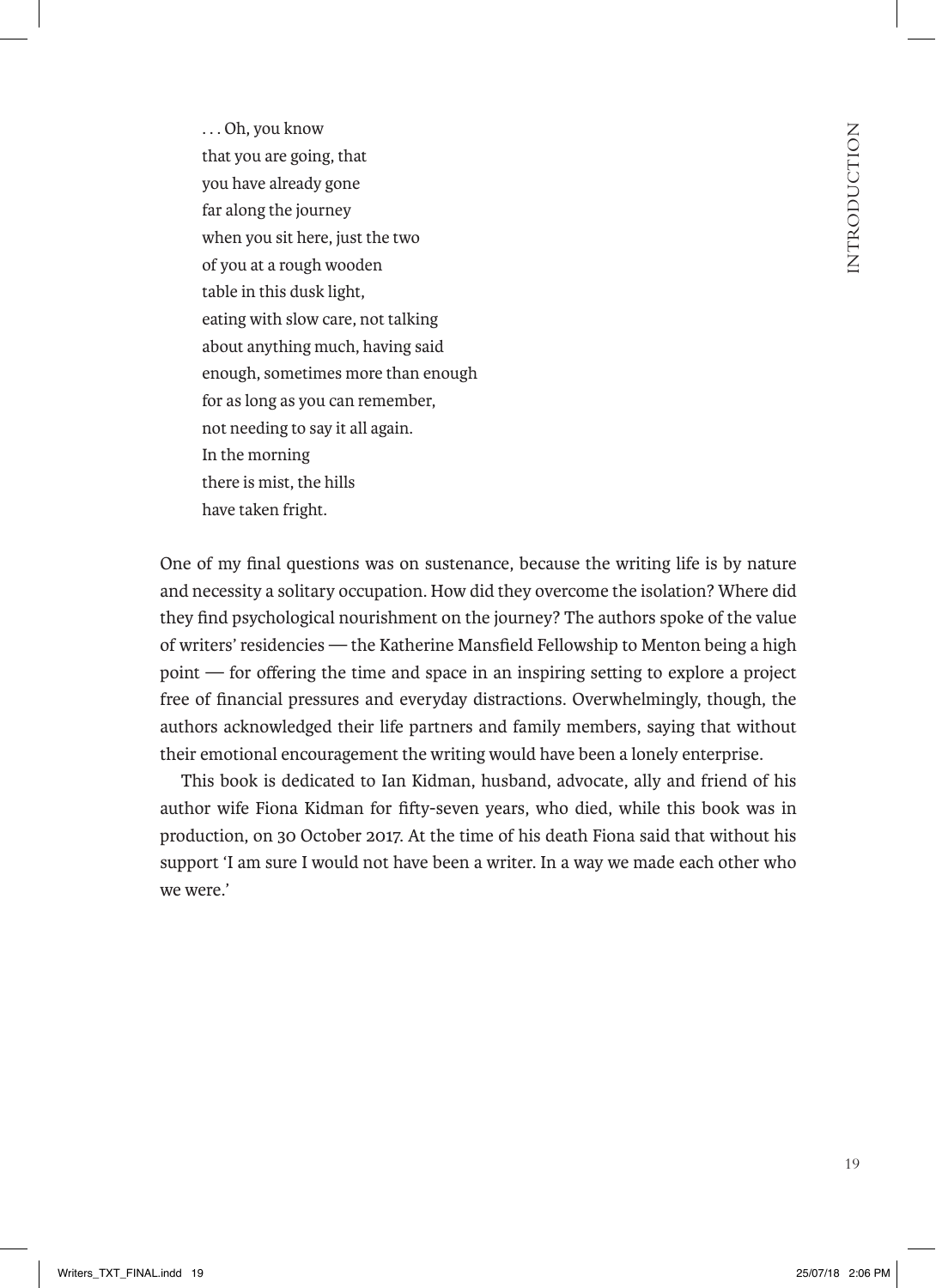. . . Oh, you know  
that you are going, that  
you have already gone  
far along the journey  
when you sit here, just the two  
of you at a rough wooden  
table in this dusk light,  
eating with slow care, not talking  
about anything much, having said  
enough, sometimes more than enough  
for as long as you can remember,  
not needing to say it all again.  
In the morning  
there is mist, the hills  
have taken fright.

One of my final questions was on sustenance, because the writing life is by nature and necessity a solitary occupation. How did they overcome the isolation? Where did they find psychological nourishment on the journey? The authors spoke of the value of writers' residencies — the Katherine Mansfield Fellowship to Menton being a high point — for offering the time and space in an inspiring setting to explore a project free of financial pressures and everyday distractions. Overwhelmingly, though, the authors acknowledged their life partners and family members, saying that without their emotional encouragement the writing would have been a lonely enterprise.

This book is dedicated to Ian Kidman, husband, advocate, ally and friend of his author wife Fiona Kidman for fifty-seven years, who died, while this book was in production, on 30 October 2017. At the time of his death Fiona said that without his support 'I am sure I would not have been a writer. In a way we made each other who we were.'